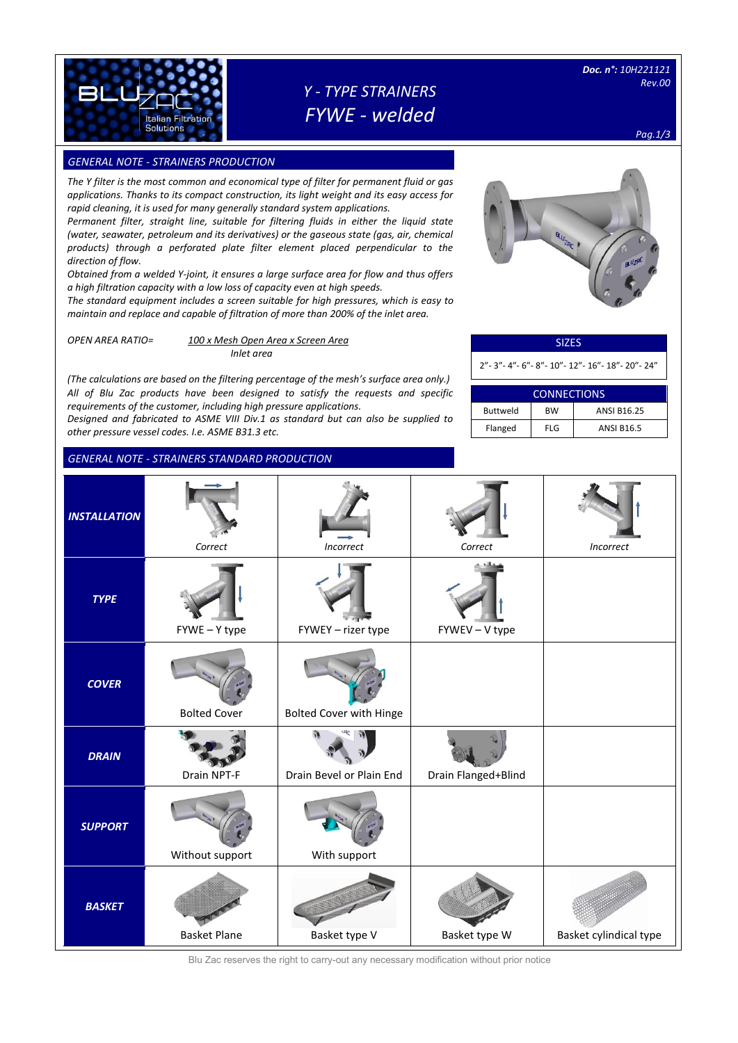# Y - TYPE STRAINERS
## FYWE - welded

**Doc. n°:** 10H221121
Rev.00

### GENERAL NOTE - STRAINERS PRODUCTION

*The Y filter is the most common and economical type of filter for permanent fluid or gas applications. Thanks to its compact construction, its light weight and its easy access for rapid cleaning, it is used for many generally standard system applications.*
*Permanent filter, straight line, suitable for filtering fluids in either the liquid state (water, seawater, petroleum and its derivatives) or the gaseous state (gas, air, chemical products) through a perforated plate filter element placed perpendicular to the direction of flow.*
*Obtained from a welded Y-joint, it ensures a large surface area for flow and thus offers a high filtration capacity with a low loss of capacity even at high speeds.*
*The standard equipment includes a screen suitable for high pressures, which is easy to maintain and replace and capable of filtration of more than 200% of the inlet area.*

*OPEN AREA RATIO=* $\frac{\text{100 x Mesh Open Area x Screen Area}}{\text{Inlet area}}$

*(The calculations are based on the filtering percentage of the mesh's surface area only.)*
*All of Blu Zac products have been designed to satisfy the requests and specific requirements of the customer, including high pressure applications.*
*Designed and fabricated to ASME VIII Div.1 as standard but can also be supplied to other pressure vessel codes. I.e. ASME B31.3 etc.*

| SIZES |
|---|
| 2"- 3"- 4"- 6"- 8"- 10"- 12"- 16"- 18"- 20"- 24" |

| CONNECTIONS | | |
|---|---|---|
| Buttweld | BW | ANSI B16.25 |
| Flanged | FLG | ANSI B16.5 |

### GENERAL NOTE - STRAINERS STANDARD PRODUCTION

| | | | | |
|---|---|---|---|---|
| **INSTALLATION** | *Correct* | *Incorrect* | *Correct* | *Incorrect* |
| **TYPE** | FYWE – Y type | FYWEY – rizer type | FYWEV – V type | |
| **COVER** | Bolted Cover | Bolted Cover with Hinge | | |
| **DRAIN** | Drain NPT-F | Drain Bevel or Plain End | Drain Flanged+Blind | |
| **SUPPORT** | Without support | With support | | |
| **BASKET** | Basket Plane | Basket type V | Basket type W | Basket cylindical type |

Blu Zac reserves the right to carry-out any necessary modification without prior notice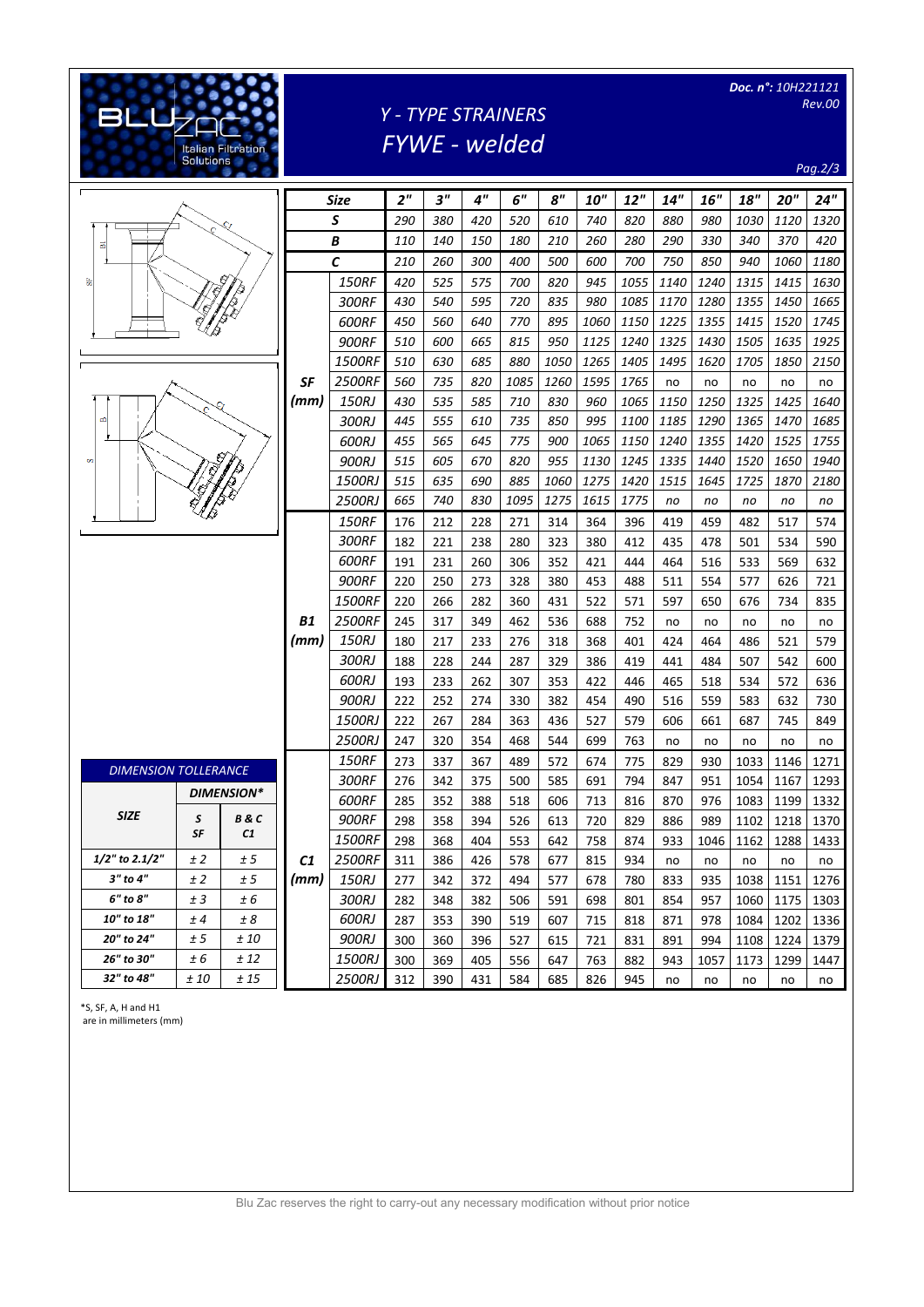# Y - TYPE STRAINERS

## FYWE - welded

Doc. n°: 10H221121
Rev.00

| Size | | 2" | 3" | 4" | 6" | 8" | 10" | 12" | 14" | 16" | 18" | 20" | 24" |
|---|---|---|---|---|---|---|---|---|---|---|---|---|---|
| S | | 290 | 380 | 420 | 520 | 610 | 740 | 820 | 880 | 980 | 1030 | 1120 | 1320 |
| B | | 110 | 140 | 150 | 180 | 210 | 260 | 280 | 290 | 330 | 340 | 370 | 420 |
| C | | 210 | 260 | 300 | 400 | 500 | 600 | 700 | 750 | 850 | 940 | 1060 | 1180 |
| SF (mm) | 150RF | 420 | 525 | 575 | 700 | 820 | 945 | 1055 | 1140 | 1240 | 1315 | 1415 | 1630 |
| | 300RF | 430 | 540 | 595 | 720 | 835 | 980 | 1085 | 1170 | 1280 | 1355 | 1450 | 1665 |
| | 600RF | 450 | 560 | 640 | 770 | 895 | 1060 | 1150 | 1225 | 1355 | 1415 | 1520 | 1745 |
| | 900RF | 510 | 600 | 665 | 815 | 950 | 1125 | 1240 | 1325 | 1430 | 1505 | 1635 | 1925 |
| | 1500RF | 510 | 630 | 685 | 880 | 1050 | 1265 | 1405 | 1495 | 1620 | 1705 | 1850 | 2150 |
| | 2500RF | 560 | 735 | 820 | 1085 | 1260 | 1595 | 1765 | no | no | no | no | no |
| | 150RJ | 430 | 535 | 585 | 710 | 830 | 960 | 1065 | 1150 | 1250 | 1325 | 1425 | 1640 |
| | 300RJ | 445 | 555 | 610 | 735 | 850 | 995 | 1100 | 1185 | 1290 | 1365 | 1470 | 1685 |
| | 600RJ | 455 | 565 | 645 | 775 | 900 | 1065 | 1150 | 1240 | 1355 | 1420 | 1525 | 1755 |
| | 900RJ | 515 | 605 | 670 | 820 | 955 | 1130 | 1245 | 1335 | 1440 | 1520 | 1650 | 1940 |
| | 1500RJ | 515 | 635 | 690 | 885 | 1060 | 1275 | 1420 | 1515 | 1645 | 1725 | 1870 | 2180 |
| | 2500RJ | 665 | 740 | 830 | 1095 | 1275 | 1615 | 1775 | no | no | no | no | no |
| B1 (mm) | 150RF | 176 | 212 | 228 | 271 | 314 | 364 | 396 | 419 | 459 | 482 | 517 | 574 |
| | 300RF | 182 | 221 | 238 | 280 | 323 | 380 | 412 | 435 | 478 | 501 | 534 | 590 |
| | 600RF | 191 | 231 | 260 | 306 | 352 | 421 | 444 | 464 | 516 | 533 | 569 | 632 |
| | 900RF | 220 | 250 | 273 | 328 | 380 | 453 | 488 | 511 | 554 | 577 | 626 | 721 |
| | 1500RF | 220 | 266 | 282 | 360 | 431 | 522 | 571 | 597 | 650 | 676 | 734 | 835 |
| | 2500RF | 245 | 317 | 349 | 462 | 536 | 688 | 752 | no | no | no | no | no |
| | 150RJ | 180 | 217 | 233 | 276 | 318 | 368 | 401 | 424 | 464 | 486 | 521 | 579 |
| | 300RJ | 188 | 228 | 244 | 287 | 329 | 386 | 419 | 441 | 484 | 507 | 542 | 600 |
| | 600RJ | 193 | 233 | 262 | 307 | 353 | 422 | 446 | 465 | 518 | 534 | 572 | 636 |
| | 900RJ | 222 | 252 | 274 | 330 | 382 | 454 | 490 | 516 | 559 | 583 | 632 | 730 |
| | 1500RJ | 222 | 267 | 284 | 363 | 436 | 527 | 579 | 606 | 661 | 687 | 745 | 849 |
| | 2500RJ | 247 | 320 | 354 | 468 | 544 | 699 | 763 | no | no | no | no | no |
| C1 (mm) | 150RF | 273 | 337 | 367 | 489 | 572 | 674 | 775 | 829 | 930 | 1033 | 1146 | 1271 |
| | 300RF | 276 | 342 | 375 | 500 | 585 | 691 | 794 | 847 | 951 | 1054 | 1167 | 1293 |
| | 600RF | 285 | 352 | 388 | 518 | 606 | 713 | 816 | 870 | 976 | 1083 | 1199 | 1332 |
| | 900RF | 298 | 358 | 394 | 526 | 613 | 720 | 829 | 886 | 989 | 1102 | 1218 | 1370 |
| | 1500RF | 298 | 368 | 404 | 553 | 642 | 758 | 874 | 933 | 1046 | 1162 | 1288 | 1433 |
| | 2500RF | 311 | 386 | 426 | 578 | 677 | 815 | 934 | no | no | no | no | no |
| | 150RJ | 277 | 342 | 372 | 494 | 577 | 678 | 780 | 833 | 935 | 1038 | 1151 | 1276 |
| | 300RJ | 282 | 348 | 382 | 506 | 591 | 698 | 801 | 854 | 957 | 1060 | 1175 | 1303 |
| | 600RJ | 287 | 353 | 390 | 519 | 607 | 715 | 818 | 871 | 978 | 1084 | 1202 | 1336 |
| | 900RJ | 300 | 360 | 396 | 527 | 615 | 721 | 831 | 891 | 994 | 1108 | 1224 | 1379 |
| | 1500RJ | 300 | 369 | 405 | 556 | 647 | 763 | 882 | 943 | 1057 | 1173 | 1299 | 1447 |
| | 2500RJ | 312 | 390 | 431 | 584 | 685 | 826 | 945 | no | no | no | no | no |

### DIMENSION TOLLERANCE

| SIZE | DIMENSION* | |
|---|---|---|
| | S SF | B & C C1 |
| 1/2" to 2.1/2" | ± 2 | ± 5 |
| 3" to 4" | ± 2 | ± 5 |
| 6" to 8" | ± 3 | ± 6 |
| 10" to 18" | ± 4 | ± 8 |
| 20" to 24" | ± 5 | ± 10 |
| 26" to 30" | ± 6 | ± 12 |
| 32" to 48" | ± 10 | ± 15 |

*S, SF, A, H and H1 are in millimeters (mm)

Blu Zac reserves the right to carry-out any necessary modification without prior notice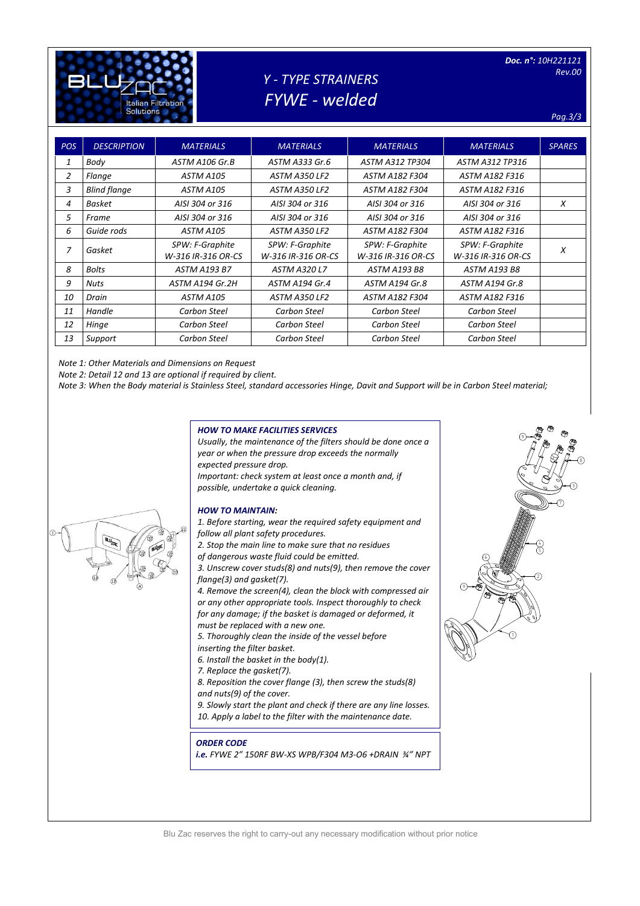# Y - TYPE STRAINERS
## FYWE - welded

*Doc. n°: 10H221121*
*Rev.00*

| POS | DESCRIPTION | MATERIALS | MATERIALS | MATERIALS | MATERIALS | SPARES |
|---|---|---|---|---|---|---|
| 1 | Body | ASTM A106 Gr.B | ASTM A333 Gr.6 | ASTM A312 TP304 | ASTM A312 TP316 | |
| 2 | Flange | ASTM A105 | ASTM A350 LF2 | ASTM A182 F304 | ASTM A182 F316 | |
| 3 | Blind flange | ASTM A105 | ASTM A350 LF2 | ASTM A182 F304 | ASTM A182 F316 | |
| 4 | Basket | AISI 304 or 316 | AISI 304 or 316 | AISI 304 or 316 | AISI 304 or 316 | X |
| 5 | Frame | AISI 304 or 316 | AISI 304 or 316 | AISI 304 or 316 | AISI 304 or 316 | |
| 6 | Guide rods | ASTM A105 | ASTM A350 LF2 | ASTM A182 F304 | ASTM A182 F316 | |
| 7 | Gasket | SPW: F-Graphite W-316 IR-316 OR-CS | SPW: F-Graphite W-316 IR-316 OR-CS | SPW: F-Graphite W-316 IR-316 OR-CS | SPW: F-Graphite W-316 IR-316 OR-CS | X |
| 8 | Bolts | ASTM A193 B7 | ASTM A320 L7 | ASTM A193 B8 | ASTM A193 B8 | |
| 9 | Nuts | ASTM A194 Gr.2H | ASTM A194 Gr.4 | ASTM A194 Gr.8 | ASTM A194 Gr.8 | |
| 10 | Drain | ASTM A105 | ASTM A350 LF2 | ASTM A182 F304 | ASTM A182 F316 | |
| 11 | Handle | Carbon Steel | Carbon Steel | Carbon Steel | Carbon Steel | |
| 12 | Hinge | Carbon Steel | Carbon Steel | Carbon Steel | Carbon Steel | |
| 13 | Support | Carbon Steel | Carbon Steel | Carbon Steel | Carbon Steel | |

*Note 1: Other Materials and Dimensions on Request*

*Note 2: Detail 12 and 13 are optional if required by client.*

*Note 3: When the Body material is Stainless Steel, standard accessories Hinge, Davit and Support will be in Carbon Steel material;*

### *HOW TO MAKE FACILITIES SERVICES*

*Usually, the maintenance of the filters should be done once a year or when the pressure drop exceeds the normally expected pressure drop.*

*Important: check system at least once a month and, if possible, undertake a quick cleaning.*

### *HOW TO MAINTAIN:*

*1. Before starting, wear the required safety equipment and follow all plant safety procedures.*
*2. Stop the main line to make sure that no residues of dangerous waste fluid could be emitted.*
*3. Unscrew cover studs(8) and nuts(9), then remove the cover flange(3) and gasket(7).*
*4. Remove the screen(4), clean the block with compressed air or any other appropriate tools. Inspect thoroughly to check for any damage; if the basket is damaged or deformed, it must be replaced with a new one.*
*5. Thoroughly clean the inside of the vessel before inserting the filter basket.*
*6. Install the basket in the body(1).*
*7. Replace the gasket(7).*
*8. Reposition the cover flange (3), then screw the studs(8) and nuts(9) of the cover.*
*9. Slowly start the plant and check if there are any line losses.*
*10. Apply a label to the filter with the maintenance date.*

### *ORDER CODE*

***i.e.** FYWE 2" 150RF BW-XS WPB/F304 M3-O6 +DRAIN ¾" NPT*

Blu Zac reserves the right to carry-out any necessary modification without prior notice